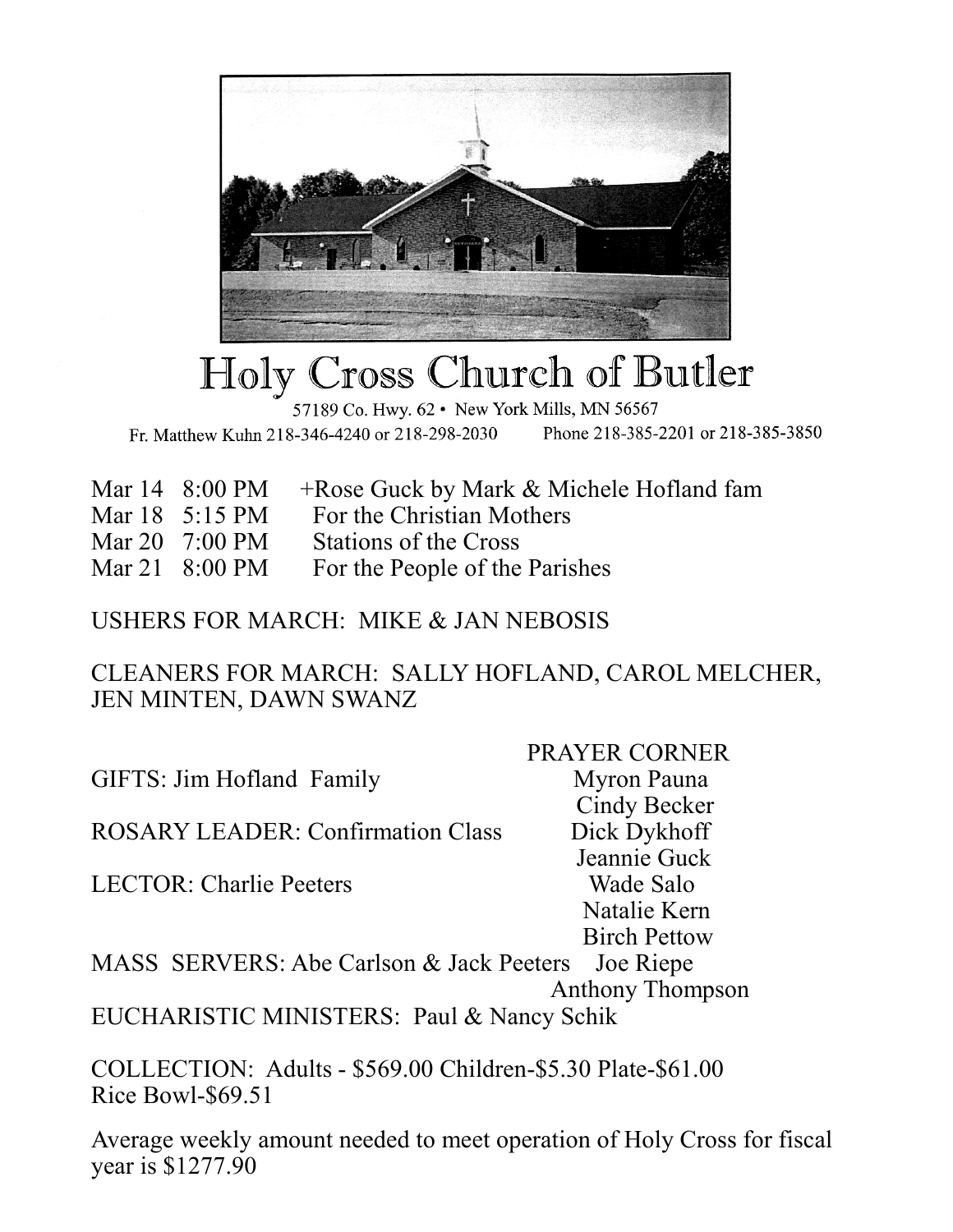# Holy Cross Church of Butler

57189 Co. Hwy. 62 • New York Mills, MN 56567

Fr. Matthew Kuhn 218-346-4240 or 218-298-2030 Phone 218-385-2201 or 218-385-3850

| | | |
|---|---|---|
| Mar 14 | 8:00 PM | +Rose Guck by Mark & Michele Hofland fam |
| Mar 18 | 5:15 PM | For the Christian Mothers |
| Mar 20 | 7:00 PM | Stations of the Cross |
| Mar 21 | 8:00 PM | For the People of the Parishes |

USHERS FOR MARCH: MIKE & JAN NEBOSIS

CLEANERS FOR MARCH: SALLY HOFLAND, CAROL MELCHER, JEN MINTEN, DAWN SWANZ

GIFTS: Jim Hofland Family

ROSARY LEADER: Confirmation Class

LECTOR: Charlie Peeters

MASS SERVERS: Abe Carlson & Jack Peeters

EUCHARISTIC MINISTERS: Paul & Nancy Schik

PRAYER CORNER

- Myron Pauna
- Cindy Becker
- Dick Dykhoff
- Jeannie Guck
- Wade Salo
- Natalie Kern
- Birch Pettow
- Joe Riepe
- Anthony Thompson

COLLECTION: Adults - $569.00 Children-$5.30 Plate-$61.00 Rice Bowl-$69.51

Average weekly amount needed to meet operation of Holy Cross for fiscal year is $1277.90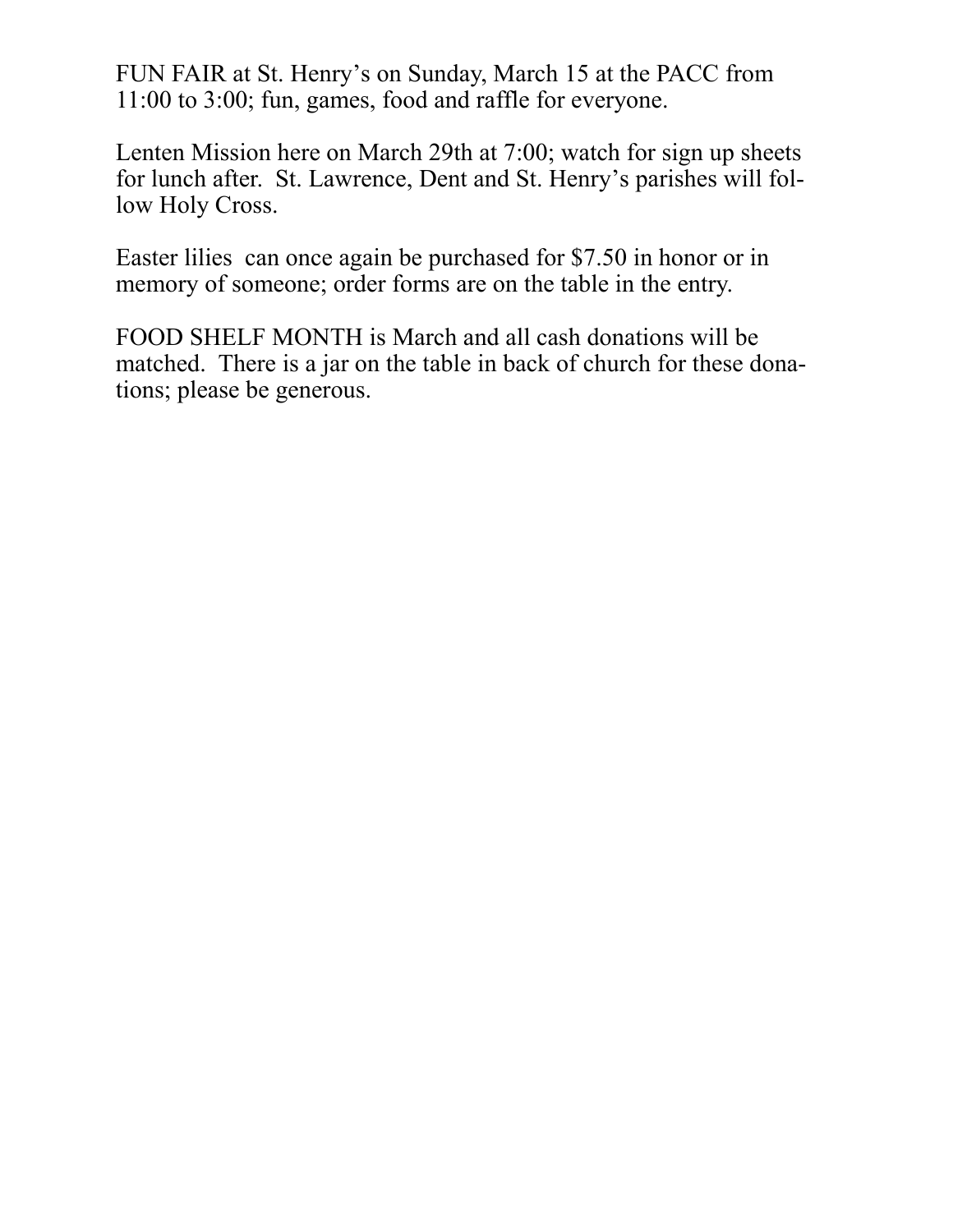FUN FAIR at St. Henry's on Sunday, March 15 at the PACC from 11:00 to 3:00; fun, games, food and raffle for everyone.

Lenten Mission here on March 29th at 7:00; watch for sign up sheets for lunch after. St. Lawrence, Dent and St. Henry's parishes will follow Holy Cross.

Easter lilies can once again be purchased for $7.50 in honor or in memory of someone; order forms are on the table in the entry.

FOOD SHELF MONTH is March and all cash donations will be matched. There is a jar on the table in back of church for these donations; please be generous.